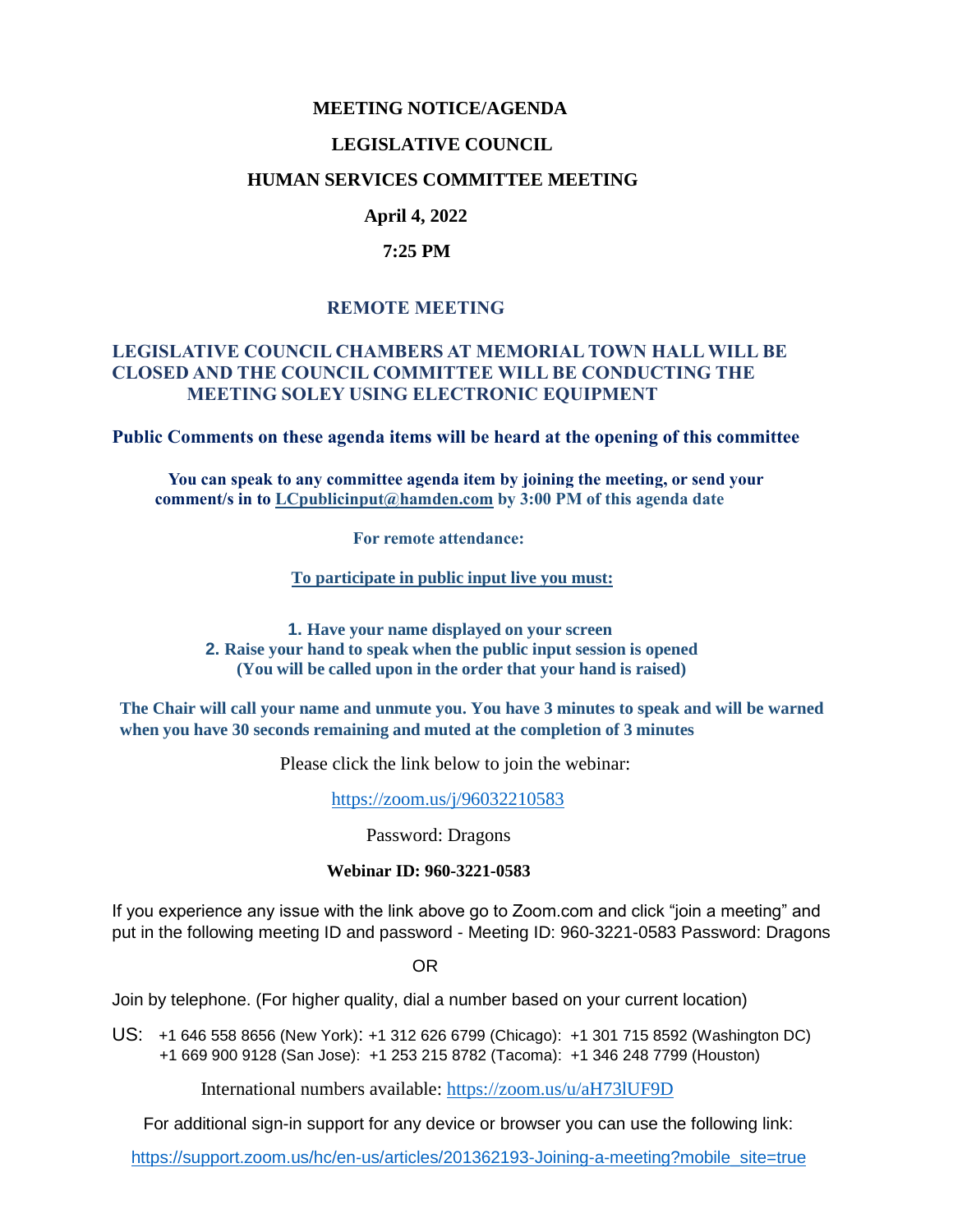# MEETING NOTICE/AGENDA

## LEGISLATIVE COUNCIL

## HUMAN SERVICES COMMITTEE MEETING

**April 4, 2022**

**7:25 PM**

## REMOTE MEETING

**LEGISLATIVE COUNCIL CHAMBERS AT MEMORIAL TOWN HALL WILL BE CLOSED AND THE COUNCIL COMMITTEE WILL BE CONDUCTING THE MEETING SOLEY USING ELECTRONIC EQUIPMENT**

**Public Comments on these agenda items will be heard at the opening of this committee**

**You can speak to any committee agenda item by joining the meeting, or send your comment/s in to LCpublicinput@hamden.com by 3:00 PM of this agenda date**

**For remote attendance:**

**To participate in public input live you must:**

1. **Have your name displayed on your screen**
2. **Raise your hand to speak when the public input session is opened (You will be called upon in the order that your hand is raised)**

**The Chair will call your name and unmute you. You have 3 minutes to speak and will be warned when you have 30 seconds remaining and muted at the completion of 3 minutes**

Please click the link below to join the webinar:

https://zoom.us/j/96032210583

Password: Dragons

**Webinar ID: 960-3221-0583**

If you experience any issue with the link above go to Zoom.com and click "join a meeting" and put in the following meeting ID and password - Meeting ID: 960-3221-0583 Password: Dragons

OR

Join by telephone. (For higher quality, dial a number based on your current location)

US: +1 646 558 8656 (New York): +1 312 626 6799 (Chicago): +1 301 715 8592 (Washington DC) +1 669 900 9128 (San Jose): +1 253 215 8782 (Tacoma): +1 346 248 7799 (Houston)

International numbers available: https://zoom.us/u/aH73lUF9D

For additional sign-in support for any device or browser you can use the following link:

https://support.zoom.us/hc/en-us/articles/201362193-Joining-a-meeting?mobile_site=true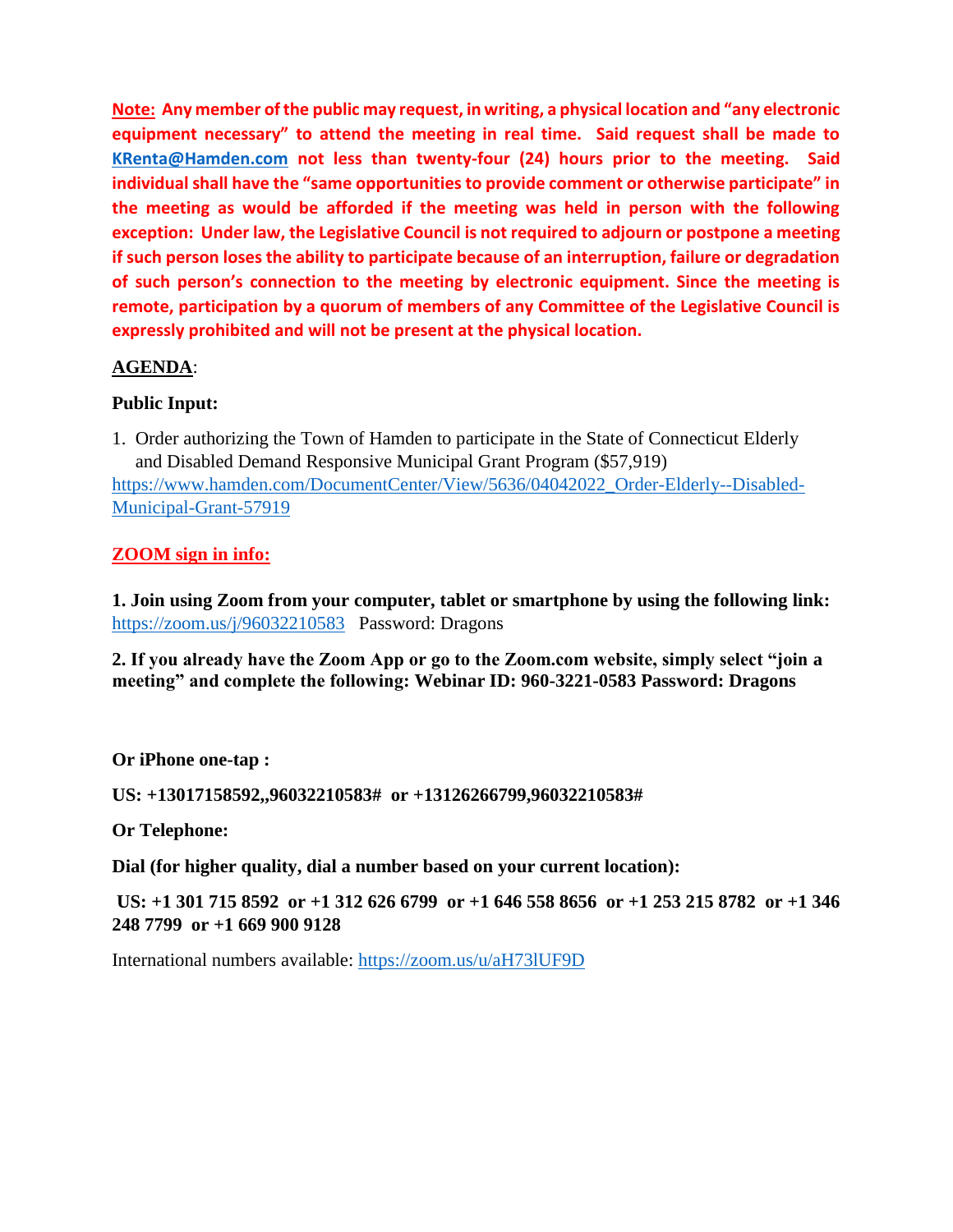**Note: Any member of the public may request, in writing, a physical location and "any electronic equipment necessary" to attend the meeting in real time. Said request shall be made to KRenta@Hamden.com not less than twenty-four (24) hours prior to the meeting. Said individual shall have the "same opportunities to provide comment or otherwise participate" in the meeting as would be afforded if the meeting was held in person with the following exception: Under law, the Legislative Council is not required to adjourn or postpone a meeting if such person loses the ability to participate because of an interruption, failure or degradation of such person's connection to the meeting by electronic equipment. Since the meeting is remote, participation by a quorum of members of any Committee of the Legislative Council is expressly prohibited and will not be present at the physical location.**

**AGENDA**:

**Public Input:**

1. Order authorizing the Town of Hamden to participate in the State of Connecticut Elderly and Disabled Demand Responsive Municipal Grant Program ($57,919)
https://www.hamden.com/DocumentCenter/View/5636/04042022_Order-Elderly--Disabled-Municipal-Grant-57919

**ZOOM sign in info:**

**1. Join using Zoom from your computer, tablet or smartphone by using the following link:** https://zoom.us/j/96032210583 Password: Dragons

**2. If you already have the Zoom App or go to the Zoom.com website, simply select "join a meeting" and complete the following: Webinar ID: 960-3221-0583 Password: Dragons**

**Or iPhone one-tap :**

**US: +13017158592,,96032210583# or +13126266799,96032210583#**

**Or Telephone:**

**Dial (for higher quality, dial a number based on your current location):**

**US: +1 301 715 8592 or +1 312 626 6799 or +1 646 558 8656 or +1 253 215 8782 or +1 346 248 7799 or +1 669 900 9128**

International numbers available: https://zoom.us/u/aH73lUF9D